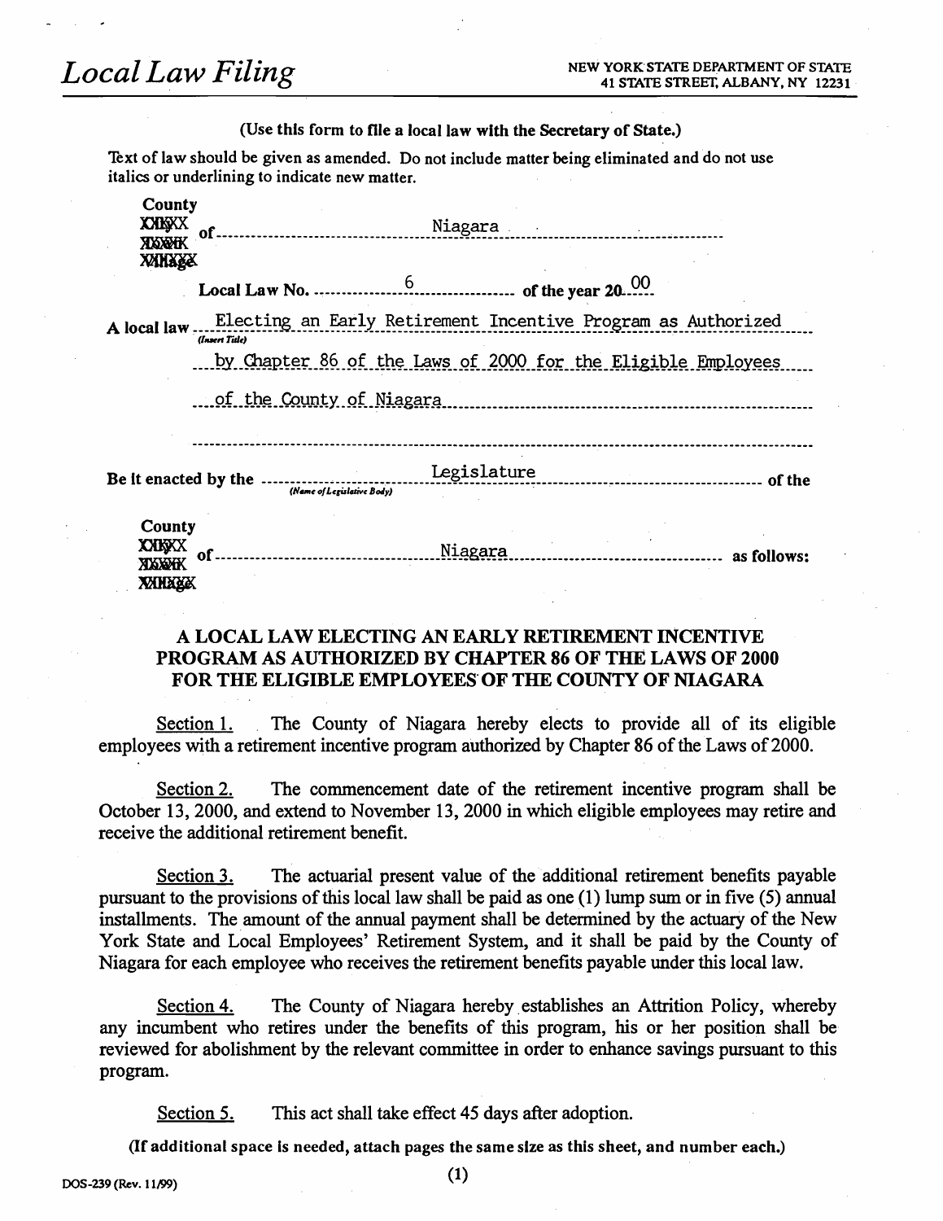# Local Law Filing

NEW YORK STATE DEPARTMENT OF STATE
41 STATE STREET, ALBANY, NY 12231

**(Use this form to file a local law with the Secretary of State.)**

Text of law should be given as amended. Do not include matter being eliminated and do not use italics or underlining to indicate new matter.

**County** of Niagara

**Local Law No.** 6 **of the year 20**00

**A local law** *(Insert Title)* Electing an Early Retirement Incentive Program as Authorized by Chapter 86 of the Laws of 2000 for the Eligible Employees of the County of Niagara

**Be it enacted by the** *(Name of Legislative Body)* Legislature **of the**

**County of** Niagara **as follows:**

## A LOCAL LAW ELECTING AN EARLY RETIREMENT INCENTIVE PROGRAM AS AUTHORIZED BY CHAPTER 86 OF THE LAWS OF 2000 FOR THE ELIGIBLE EMPLOYEES OF THE COUNTY OF NIAGARA

Section 1. The County of Niagara hereby elects to provide all of its eligible employees with a retirement incentive program authorized by Chapter 86 of the Laws of 2000.

Section 2. The commencement date of the retirement incentive program shall be October 13, 2000, and extend to November 13, 2000 in which eligible employees may retire and receive the additional retirement benefit.

Section 3. The actuarial present value of the additional retirement benefits payable pursuant to the provisions of this local law shall be paid as one (1) lump sum or in five (5) annual installments. The amount of the annual payment shall be determined by the actuary of the New York State and Local Employees' Retirement System, and it shall be paid by the County of Niagara for each employee who receives the retirement benefits payable under this local law.

Section 4. The County of Niagara hereby establishes an Attrition Policy, whereby any incumbent who retires under the benefits of this program, his or her position shall be reviewed for abolishment by the relevant committee in order to enhance savings pursuant to this program.

Section 5. This act shall take effect 45 days after adoption.

**(If additional space is needed, attach pages the same size as this sheet, and number each.)**

DOS-239 (Rev. 11/99)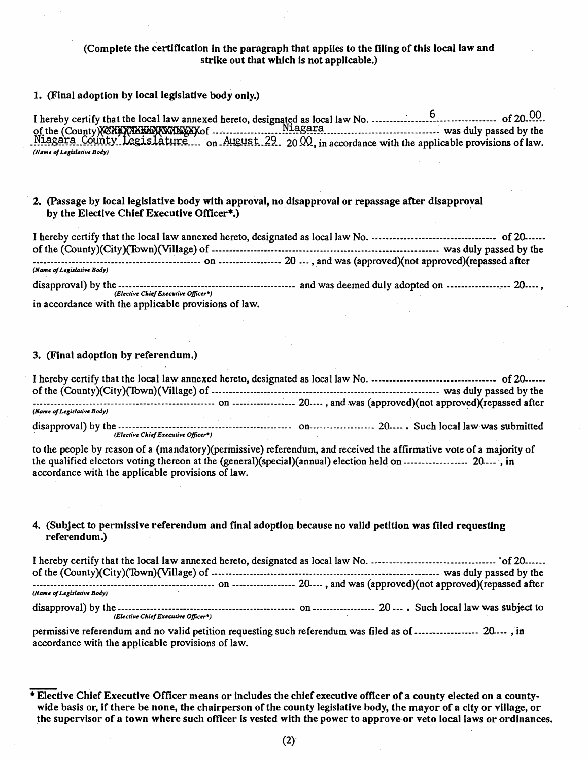**(Complete the certification in the paragraph that applies to the filing of this local law and strike out that which is not applicable.)**

**1. (Final adoption by local legislative body only.)**

I hereby certify that the local law annexed hereto, designated as local law No. ---------------6--------------- of 20-00-
of the (County)~~(City)(Town)(Village)~~ of ------------Niagara------------ was duly passed by the
Niagara County Legislature on August 29 20 00, in accordance with the applicable provisions of law.
*(Name of Legislative Body)*

**2. (Passage by local legislative body with approval, no disapproval or repassage after disapproval by the Elective Chief Executive Officer\*.)**

I hereby certify that the local law annexed hereto, designated as local law No. --------------------------------- of 20------
of the (County)(City)(Town)(Village) of ------------------------------------------------------------ was duly passed by the
--------------------------------------------- on ----------------- 20 ---, and was (approved)(not approved)(repassed after
*(Name of Legislative Body)*

disapproval) by the ------------------------------------------------ and was deemed duly adopted on ----------------- 20----,
*(Elective Chief Executive Officer\*)*

in accordance with the applicable provisions of law.

**3. (Final adoption by referendum.)**

I hereby certify that the local law annexed hereto, designated as local law No. --------------------------------- of 20------
of the (County)(City)(Town)(Village) of ------------------------------------------------------------ was duly passed by the
------------------------------------------------- on ----------------- 20----, and was (approved)(not approved)(repassed after
*(Name of Legislative Body)*

disapproval) by the ------------------------------------------------ on------------------ 20----. Such local law was submitted
*(Elective Chief Executive Officer\*)*

to the people by reason of a (mandatory)(permissive) referendum, and received the affirmative vote of a majority of the qualified electors voting thereon at the (general)(special)(annual) election held on ----------------- 20----, in accordance with the applicable provisions of law.

**4. (Subject to permissive referendum and final adoption because no valid petition was filed requesting referendum.)**

I hereby certify that the local law annexed hereto, designated as local law No. --------------------------------- of 20------
of the (County)(City)(Town)(Village) of ------------------------------------------------------------ was duly passed by the
------------------------------------------------- on ----------------- 20----, and was (approved)(not approved)(repassed after
*(Name of Legislative Body)*

disapproval) by the ------------------------------------------------ on ----------------- 20 ---. Such local law was subject to
*(Elective Chief Executive Officer\*)*

permissive referendum and no valid petition requesting such referendum was filed as of ----------------- 20----, in accordance with the applicable provisions of law.

**\* Elective Chief Executive Officer means or includes the chief executive officer of a county elected on a county-wide basis or, if there be none, the chairperson of the county legislative body, the mayor of a city or village, or the supervisor of a town where such officer is vested with the power to approve or veto local laws or ordinances.**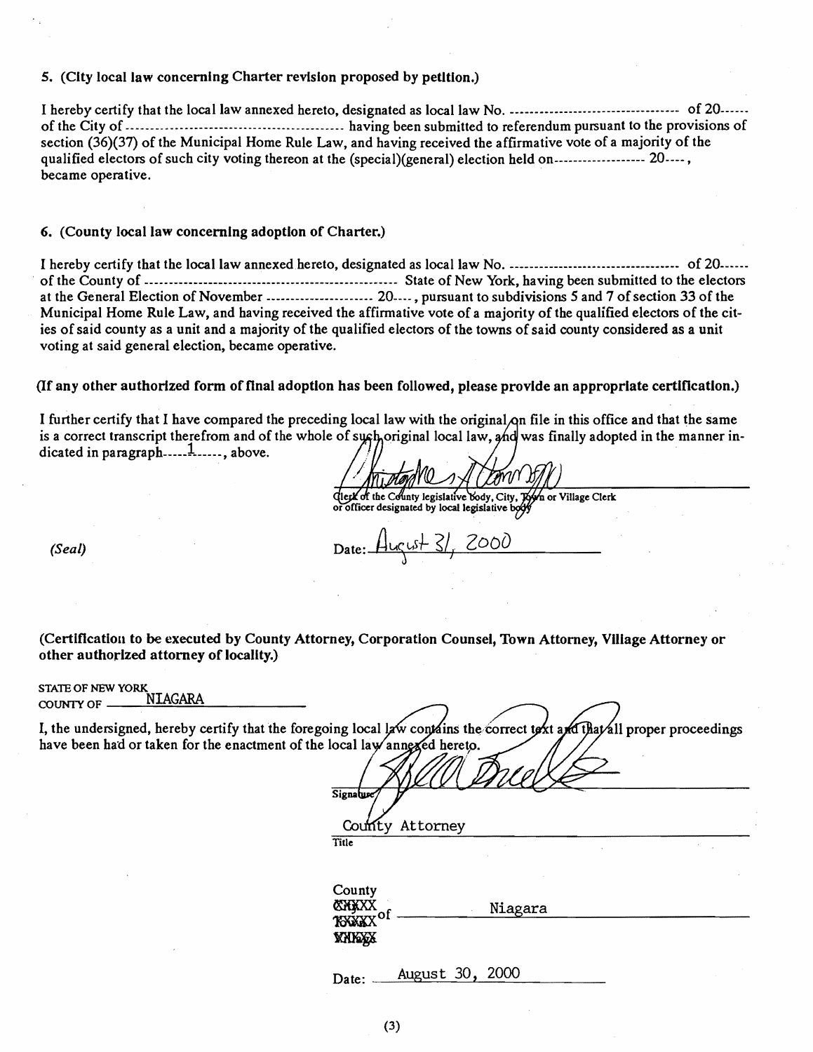**5. (City local law concerning Charter revision proposed by petition.)**

I hereby certify that the local law annexed hereto, designated as local law No. -------------------------------- of 20------ of the City of ------------------------------------------ having been submitted to referendum pursuant to the provisions of section (36)(37) of the Municipal Home Rule Law, and having received the affirmative vote of a majority of the qualified electors of such city voting thereon at the (special)(general) election held on------------------ 20----, became operative.

**6. (County local law concerning adoption of Charter.)**

I hereby certify that the local law annexed hereto, designated as local law No. -------------------------------- of 20------ of the County of -------------------------------------------------- State of New York, having been submitted to the electors at the General Election of November -------------------- 20----, pursuant to subdivisions 5 and 7 of section 33 of the Municipal Home Rule Law, and having received the affirmative vote of a majority of the qualified electors of the cities of said county as a unit and a majority of the qualified electors of the towns of said county considered as a unit voting at said general election, became operative.

**(If any other authorized form of final adoption has been followed, please provide an appropriate certification.)**

I further certify that I have compared the preceding local law with the original on file in this office and that the same is a correct transcript therefrom and of the whole of such original local law, and was finally adopted in the manner indicated in paragraph-----1------, above.

Clerk of the County legislative body, City, Town or Village Clerk or officer designated by local legislative body

*(Seal)*

Date: August 31, 2000

**(Certification to be executed by County Attorney, Corporation Counsel, Town Attorney, Village Attorney or other authorized attorney of locality.)**

STATE OF NEW YORK
COUNTY OF NIAGARA

I, the undersigned, hereby certify that the foregoing local law contains the correct text and that all proper proceedings have been had or taken for the enactment of the local law annexed hereto.

Signature

County Attorney
Title

County of Niagara

Date: August 30, 2000